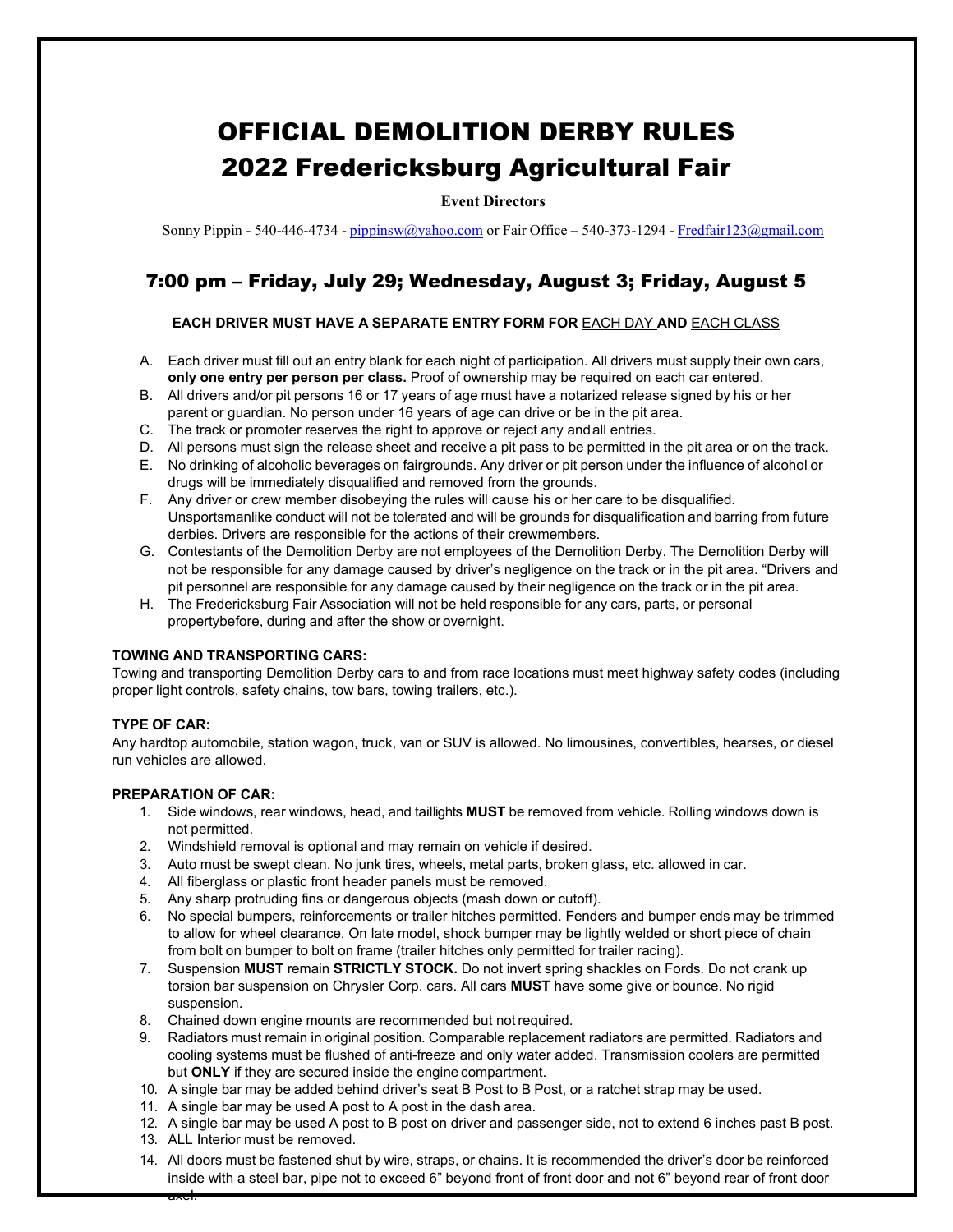# OFFICIAL DEMOLITION DERBY RULES
# 2022 Fredericksburg Agricultural Fair

**Event Directors**

Sonny Pippin - 540-446-4734 - pippinsw@yahoo.com or Fair Office – 540-373-1294 - Fredfair123@gmail.com

## 7:00 pm – Friday, July 29; Wednesday, August 3; Friday, August 5

**EACH DRIVER MUST HAVE A SEPARATE ENTRY FORM FOR EACH DAY AND EACH CLASS**

A. Each driver must fill out an entry blank for each night of participation. All drivers must supply their own cars, **only one entry per person per class.** Proof of ownership may be required on each car entered.
B. All drivers and/or pit persons 16 or 17 years of age must have a notarized release signed by his or her parent or guardian. No person under 16 years of age can drive or be in the pit area.
C. The track or promoter reserves the right to approve or reject any andall entries.
D. All persons must sign the release sheet and receive a pit pass to be permitted in the pit area or on the track.
E. No drinking of alcoholic beverages on fairgrounds. Any driver or pit person under the influence of alcohol or drugs will be immediately disqualified and removed from the grounds.
F. Any driver or crew member disobeying the rules will cause his or her care to be disqualified. Unsportsmanlike conduct will not be tolerated and will be grounds for disqualification and barring from future derbies. Drivers are responsible for the actions of their crewmembers.
G. Contestants of the Demolition Derby are not employees of the Demolition Derby. The Demolition Derby will not be responsible for any damage caused by driver's negligence on the track or in the pit area. "Drivers and pit personnel are responsible for any damage caused by their negligence on the track or in the pit area.
H. The Fredericksburg Fair Association will not be held responsible for any cars, parts, or personal propertybefore, during and after the show or overnight.

**TOWING AND TRANSPORTING CARS:**
Towing and transporting Demolition Derby cars to and from race locations must meet highway safety codes (including proper light controls, safety chains, tow bars, towing trailers, etc.).

**TYPE OF CAR:**
Any hardtop automobile, station wagon, truck, van or SUV is allowed. No limousines, convertibles, hearses, or diesel run vehicles are allowed.

**PREPARATION OF CAR:**

1. Side windows, rear windows, head, and taillights **MUST** be removed from vehicle. Rolling windows down is not permitted.
2. Windshield removal is optional and may remain on vehicle if desired.
3. Auto must be swept clean. No junk tires, wheels, metal parts, broken glass, etc. allowed in car.
4. All fiberglass or plastic front header panels must be removed.
5. Any sharp protruding fins or dangerous objects (mash down or cutoff).
6. No special bumpers, reinforcements or trailer hitches permitted. Fenders and bumper ends may be trimmed to allow for wheel clearance. On late model, shock bumper may be lightly welded or short piece of chain from bolt on bumper to bolt on frame (trailer hitches only permitted for trailer racing).
7. Suspension **MUST** remain **STRICTLY STOCK.** Do not invert spring shackles on Fords. Do not crank up torsion bar suspension on Chrysler Corp. cars. All cars **MUST** have some give or bounce. No rigid suspension.
8. Chained down engine mounts are recommended but not required.
9. Radiators must remain in original position. Comparable replacement radiators are permitted. Radiators and cooling systems must be flushed of anti-freeze and only water added. Transmission coolers are permitted but **ONLY** if they are secured inside the engine compartment.
10. A single bar may be added behind driver's seat B Post to B Post, or a ratchet strap may be used.
11. A single bar may be used A post to A post in the dash area.
12. A single bar may be used A post to B post on driver and passenger side, not to extend 6 inches past B post.
13. ALL Interior must be removed.
14. All doors must be fastened shut by wire, straps, or chains. It is recommended the driver's door be reinforced inside with a steel bar, pipe not to exceed 6" beyond front of front door and not 6" beyond rear of front door axel.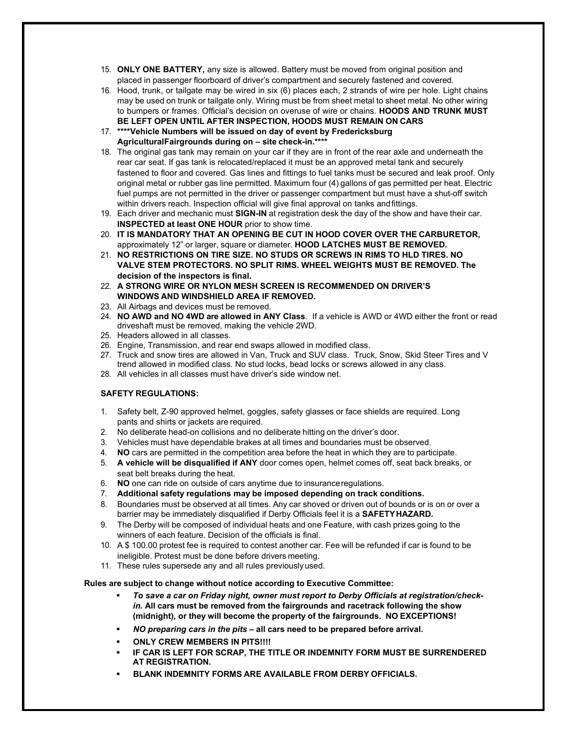15. **ONLY ONE BATTERY,** any size is allowed. Battery must be moved from original position and placed in passenger floorboard of driver's compartment and securely fastened and covered.
16. Hood, trunk, or tailgate may be wired in six (6) places each, 2 strands of wire per hole. Light chains may be used on trunk or tailgate only. Wiring must be from sheet metal to sheet metal. No other wiring to bumpers or frames. Official's decision on overuse of wire or chains. **HOODS AND TRUNK MUST BE LEFT OPEN UNTIL AFTER INSPECTION, HOODS MUST REMAIN ON CARS**
17. **\*\*\*\*Vehicle Numbers will be issued on day of event by Fredericksburg AgriculturalFairgrounds during on – site check-in.\*\*\*\***
18. The original gas tank may remain on your car if they are in front of the rear axle and underneath the rear car seat. If gas tank is relocated/replaced it must be an approved metal tank and securely fastened to floor and covered. Gas lines and fittings to fuel tanks must be secured and leak proof. Only original metal or rubber gas line permitted. Maximum four (4) gallons of gas permitted per heat. Electric fuel pumps are not permitted in the driver or passenger compartment but must have a shut-off switch within drivers reach. Inspection official will give final approval on tanks andfittings.
19. Each driver and mechanic must **SIGN-IN** at registration desk the day of the show and have their car. **INSPECTED at least ONE HOUR** prior to show time.
20. **IT IS MANDATORY THAT AN OPENING BE CUT IN HOOD COVER OVER THE CARBURETOR,** approximately 12" or larger, square or diameter. **HOOD LATCHES MUST BE REMOVED.**
21. **NO RESTRICTIONS ON TIRE SIZE. NO STUDS OR SCREWS IN RIMS TO HLD TIRES. NO VALVE STEM PROTECTORS. NO SPLIT RIMS. WHEEL WEIGHTS MUST BE REMOVED. The decision of the inspectors is final.**
22. **A STRONG WIRE OR NYLON MESH SCREEN IS RECOMMENDED ON DRIVER'S WINDOWS AND WINDSHIELD AREA IF REMOVED.**
23. All Airbags and devices must be removed.
24. **NO AWD and NO 4WD are allowed in ANY Class**. If a vehicle is AWD or 4WD either the front or read driveshaft must be removed, making the vehicle 2WD.
25. Headers allowed in all classes.
26. Engine, Transmission, and rear end swaps allowed in modified class.
27. Truck and snow tires are allowed in Van, Truck and SUV class. Truck, Snow, Skid Steer Tires and V trend allowed in modified class. No stud locks, bead locks or screws allowed in any class.
28. All vehicles in all classes must have driver's side window net.

**SAFETY REGULATIONS:**

1. Safety belt, Z-90 approved helmet, goggles, safety glasses or face shields are required. Long pants and shirts or jackets are required.
2. No deliberate head-on collisions and no deliberate hitting on the driver's door.
3. Vehicles must have dependable brakes at all times and boundaries must be observed.
4. **NO** cars are permitted in the competition area before the heat in which they are to participate.
5. **A vehicle will be disqualified if ANY** door comes open, helmet comes off, seat back breaks, or seat belt breaks during the heat.
6. **NO** one can ride on outside of cars anytime due to insuranceregulations.
7. **Additional safety regulations may be imposed depending on track conditions.**
8. Boundaries must be observed at all times. Any car shoved or driven out of bounds or is on or over a barrier may be immediately disqualified if Derby Officials feel it is a **SAFETYHAZARD.**
9. The Derby will be composed of individual heats and one Feature, with cash prizes going to the winners of each feature. Decision of the officials is final.
10. A $ 100.00 protest fee is required to contest another car. Fee will be refunded if car is found to be ineligible. Protest must be done before drivers meeting.
11. These rules supersede any and all rules previouslyused.

**Rules are subject to change without notice according to Executive Committee:**

- ***To save a car on Friday night, owner must report to Derby Officials at registration/check-in.*** **All cars must be removed from the fairgrounds and racetrack following the show (midnight), or they will become the property of the fairgrounds. NO EXCEPTIONS!**
- ***NO preparing cars in the pits*** **– all cars need to be prepared before arrival.**
- **ONLY CREW MEMBERS IN PITS!!!!**
- **IF CAR IS LEFT FOR SCRAP, THE TITLE OR INDEMNITY FORM MUST BE SURRENDERED AT REGISTRATION.**
- **BLANK INDEMNITY FORMS ARE AVAILABLE FROM DERBY OFFICIALS.**